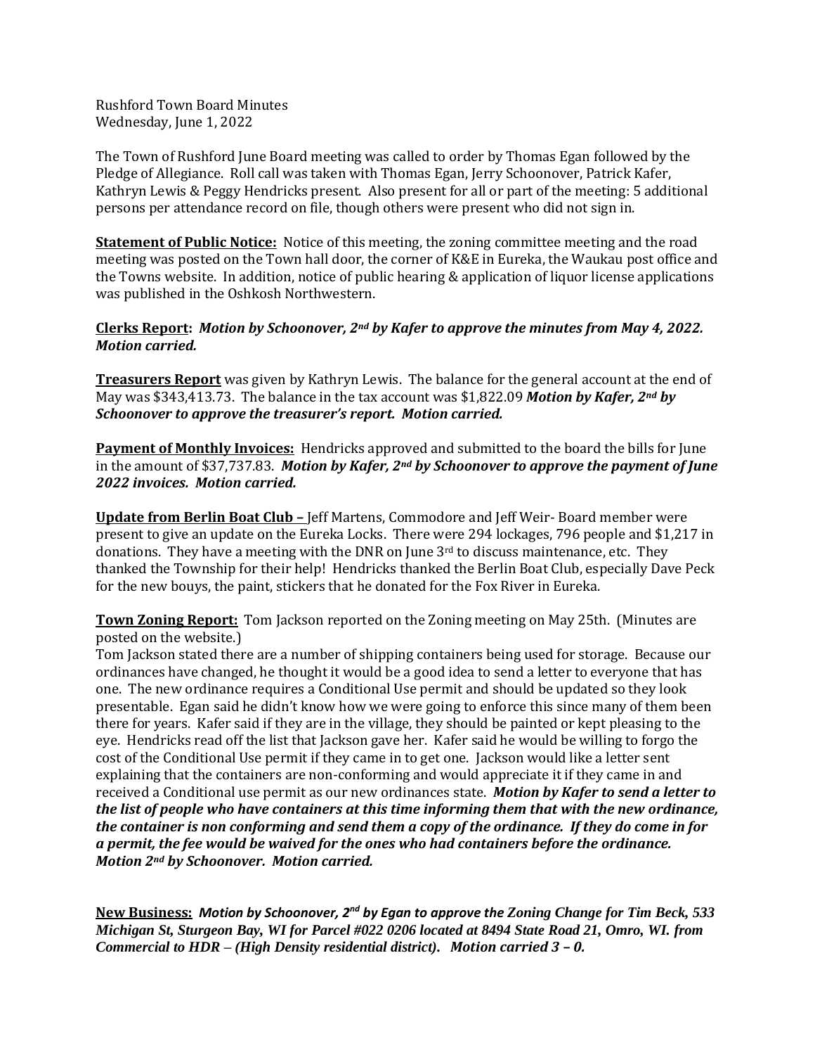Rushford Town Board Minutes
Wednesday, June 1, 2022

The Town of Rushford June Board meeting was called to order by Thomas Egan followed by the Pledge of Allegiance. Roll call was taken with Thomas Egan, Jerry Schoonover, Patrick Kafer, Kathryn Lewis & Peggy Hendricks present. Also present for all or part of the meeting: 5 additional persons per attendance record on file, though others were present who did not sign in.

**Statement of Public Notice:** Notice of this meeting, the zoning committee meeting and the road meeting was posted on the Town hall door, the corner of K&E in Eureka, the Waukau post office and the Towns website. In addition, notice of public hearing & application of liquor license applications was published in the Oshkosh Northwestern.

**Clerks Report:** ***Motion by Schoonover, 2nd by Kafer to approve the minutes from May 4, 2022. Motion carried.***

**Treasurers Report** was given by Kathryn Lewis. The balance for the general account at the end of May was $343,413.73. The balance in the tax account was $1,822.09 ***Motion by Kafer, 2nd by Schoonover to approve the treasurer's report. Motion carried.***

**Payment of Monthly Invoices:** Hendricks approved and submitted to the board the bills for June in the amount of $37,737.83. ***Motion by Kafer, 2nd by Schoonover to approve the payment of June 2022 invoices. Motion carried.***

**Update from Berlin Boat Club –** Jeff Martens, Commodore and Jeff Weir- Board member were present to give an update on the Eureka Locks. There were 294 lockages, 796 people and $1,217 in donations. They have a meeting with the DNR on June 3rd to discuss maintenance, etc. They thanked the Township for their help! Hendricks thanked the Berlin Boat Club, especially Dave Peck for the new bouys, the paint, stickers that he donated for the Fox River in Eureka.

**Town Zoning Report:** Tom Jackson reported on the Zoning meeting on May 25th. (Minutes are posted on the website.)

Tom Jackson stated there are a number of shipping containers being used for storage. Because our ordinances have changed, he thought it would be a good idea to send a letter to everyone that has one. The new ordinance requires a Conditional Use permit and should be updated so they look presentable. Egan said he didn't know how we were going to enforce this since many of them been there for years. Kafer said if they are in the village, they should be painted or kept pleasing to the eye. Hendricks read off the list that Jackson gave her. Kafer said he would be willing to forgo the cost of the Conditional Use permit if they came in to get one. Jackson would like a letter sent explaining that the containers are non-conforming and would appreciate it if they came in and received a Conditional use permit as our new ordinances state. ***Motion by Kafer to send a letter to the list of people who have containers at this time informing them that with the new ordinance, the container is non conforming and send them a copy of the ordinance. If they do come in for a permit, the fee would be waived for the ones who had containers before the ordinance. Motion 2nd by Schoonover. Motion carried.***

**New Business:** ***Motion by Schoonover, 2nd by Egan to approve the Zoning Change for Tim Beck, 533 Michigan St, Sturgeon Bay, WI for Parcel #022 0206 located at 8494 State Road 21, Omro, WI. from Commercial to HDR – (High Density residential district). Motion carried 3 – 0.***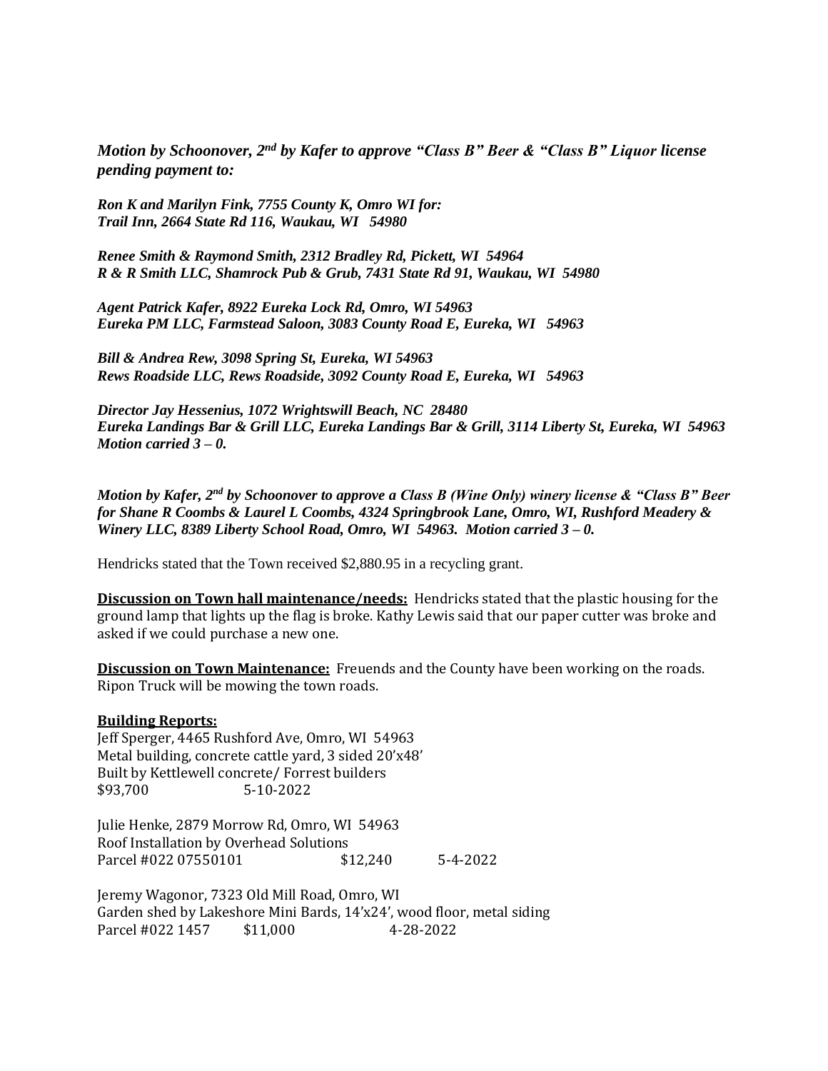***Motion by Schoonover, 2nd by Kafer to approve "Class B" Beer & "Class B" Liquor license pending payment to:***

***Ron K and Marilyn Fink, 7755 County K, Omro WI for:***
***Trail Inn, 2664 State Rd 116, Waukau, WI 54980***

***Renee Smith & Raymond Smith, 2312 Bradley Rd, Pickett, WI 54964***
***R & R Smith LLC, Shamrock Pub & Grub, 7431 State Rd 91, Waukau, WI 54980***

***Agent Patrick Kafer, 8922 Eureka Lock Rd, Omro, WI 54963***
***Eureka PM LLC, Farmstead Saloon, 3083 County Road E, Eureka, WI 54963***

***Bill & Andrea Rew, 3098 Spring St, Eureka, WI 54963***
***Rews Roadside LLC, Rews Roadside, 3092 County Road E, Eureka, WI 54963***

***Director Jay Hessenius, 1072 Wrightswill Beach, NC 28480***
***Eureka Landings Bar & Grill LLC, Eureka Landings Bar & Grill, 3114 Liberty St, Eureka, WI 54963***
***Motion carried 3 – 0.***

***Motion by Kafer, 2nd by Schoonover to approve a Class B (Wine Only) winery license & "Class B" Beer for Shane R Coombs & Laurel L Coombs, 4324 Springbrook Lane, Omro, WI, Rushford Meadery & Winery LLC, 8389 Liberty School Road, Omro, WI 54963. Motion carried 3 – 0.***

Hendricks stated that the Town received $2,880.95 in a recycling grant.

**Discussion on Town hall maintenance/needs:** Hendricks stated that the plastic housing for the ground lamp that lights up the flag is broke. Kathy Lewis said that our paper cutter was broke and asked if we could purchase a new one.

**Discussion on Town Maintenance:** Freuends and the County have been working on the roads. Ripon Truck will be mowing the town roads.

**Building Reports:**

Jeff Sperger, 4465 Rushford Ave, Omro, WI 54963
Metal building, concrete cattle yard, 3 sided 20'x48'
Built by Kettlewell concrete/ Forrest builders
$93,700 5-10-2022

Julie Henke, 2879 Morrow Rd, Omro, WI 54963
Roof Installation by Overhead Solutions
Parcel #022 07550101 $12,240 5-4-2022

Jeremy Wagonor, 7323 Old Mill Road, Omro, WI
Garden shed by Lakeshore Mini Bards, 14'x24', wood floor, metal siding
Parcel #022 1457 $11,000 4-28-2022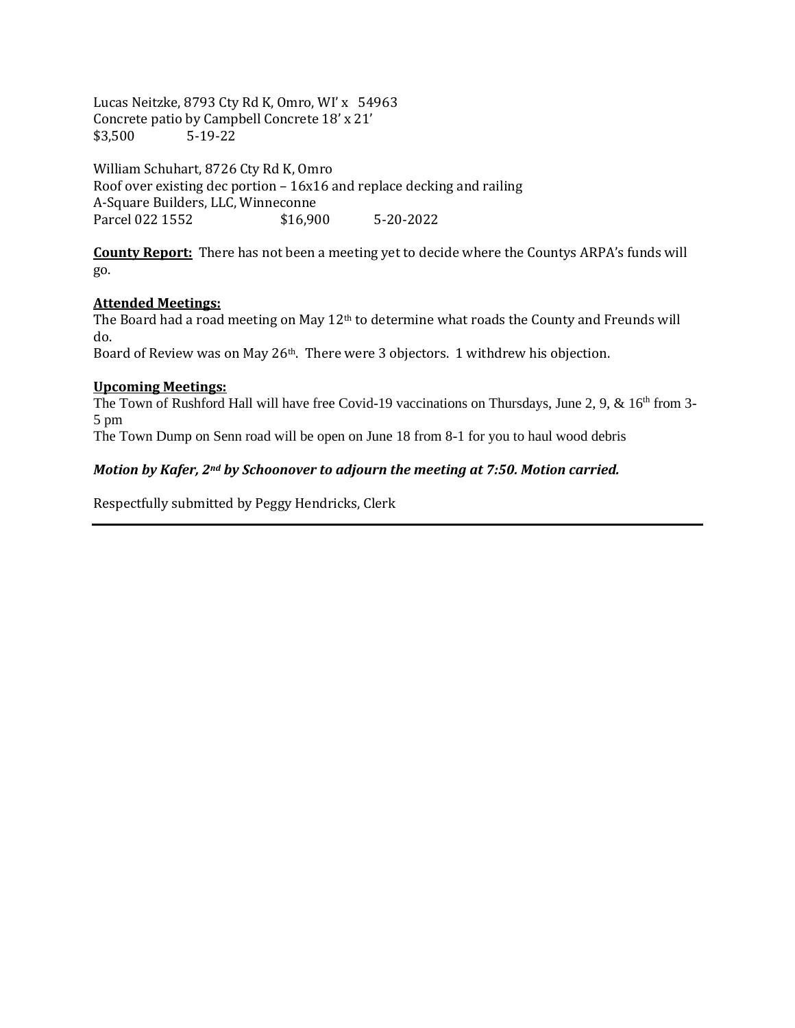Lucas Neitzke, 8793 Cty Rd K, Omro, WI' x 54963
Concrete patio by Campbell Concrete 18' x 21'
$3,500 5-19-22

William Schuhart, 8726 Cty Rd K, Omro
Roof over existing dec portion – 16x16 and replace decking and railing
A-Square Builders, LLC, Winneconne
Parcel 022 1552 $16,900 5-20-2022

**County Report:** There has not been a meeting yet to decide where the Countys ARPA's funds will go.

**Attended Meetings:**
The Board had a road meeting on May 12th to determine what roads the County and Freunds will do.
Board of Review was on May 26th. There were 3 objectors. 1 withdrew his objection.

**Upcoming Meetings:**
The Town of Rushford Hall will have free Covid-19 vaccinations on Thursdays, June 2, 9, & 16th from 3-5 pm
The Town Dump on Senn road will be open on June 18 from 8-1 for you to haul wood debris

***Motion by Kafer, 2nd by Schoonover to adjourn the meeting at 7:50. Motion carried.***

Respectfully submitted by Peggy Hendricks, Clerk